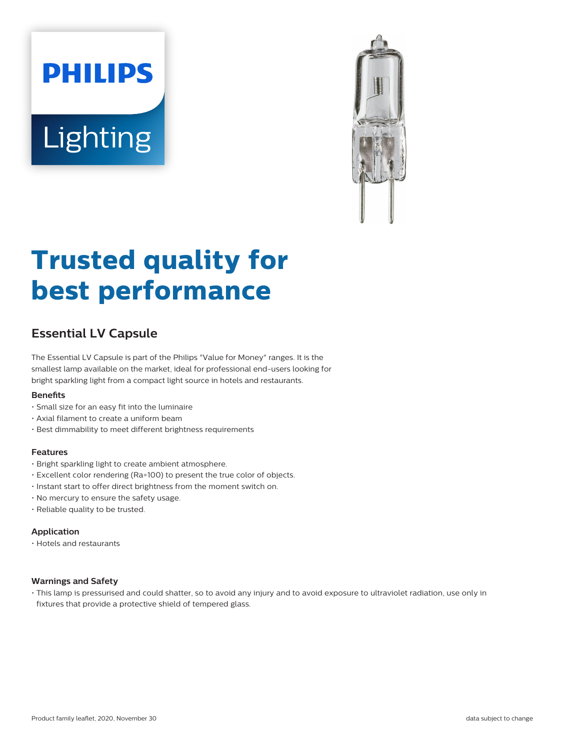PHILIPS

Lighting

# Trusted quality for best performance

## Essential LV Capsule

The Essential LV Capsule is part of the Philips "Value for Money" ranges. It is the smallest lamp available on the market, ideal for professional end-users looking for bright sparkling light from a compact light source in hotels and restaurants.

### Benefits

- Small size for an easy fit into the luminaire
- Axial filament to create a uniform beam
- Best dimmability to meet different brightness requirements

### Features

- Bright sparkling light to create ambient atmosphere.
- Excellent color rendering (Ra=100) to present the true color of objects.
- Instant start to offer direct brightness from the moment switch on.
- No mercury to ensure the safety usage.
- Reliable quality to be trusted.

### Application

- Hotels and restaurants

### Warnings and Safety

- This lamp is pressurised and could shatter, so to avoid any injury and to avoid exposure to ultraviolet radiation, use only in fixtures that provide a protective shield of tempered glass.

Product family leaflet, 2020, November 30

data subject to change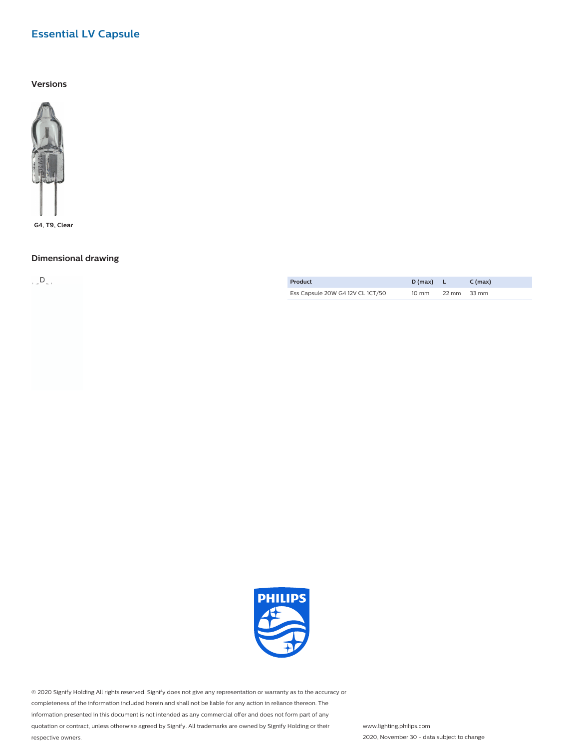## Essential LV Capsule

### Versions

G4, T9, Clear

### Dimensional drawing

D

| Product | D (max) | L | C (max) |
|---|---|---|---|
| Ess Capsule 20W G4 12V CL 1CT/50 | 10 mm | 22 mm | 33 mm |

© 2020 Signify Holding All rights reserved. Signify does not give any representation or warranty as to the accuracy or completeness of the information included herein and shall not be liable for any action in reliance thereon. The information presented in this document is not intended as any commercial offer and does not form part of any quotation or contract, unless otherwise agreed by Signify. All trademarks are owned by Signify Holding or their respective owners.

www.lighting.philips.com

2020, November 30 - data subject to change